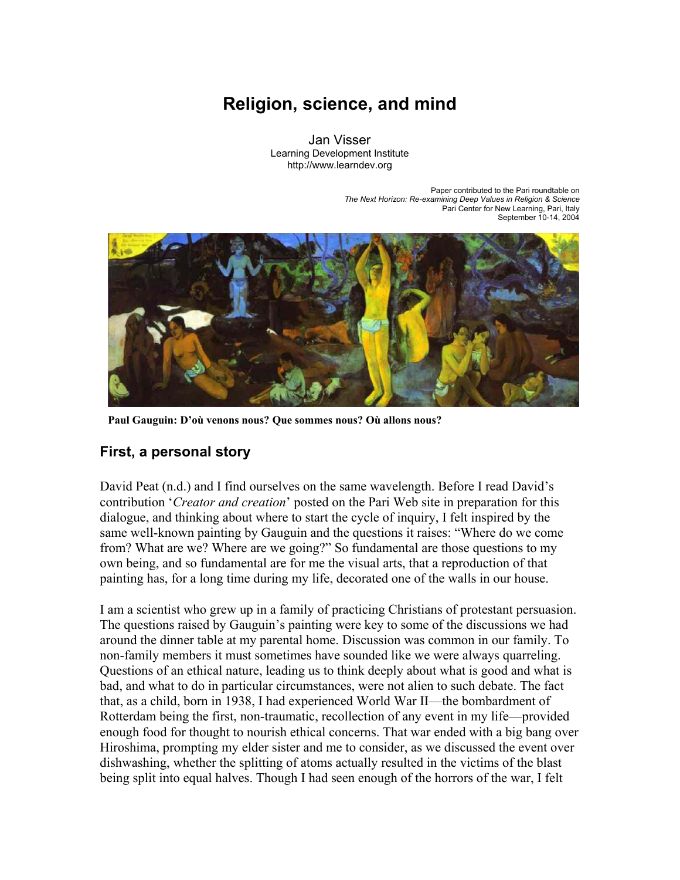# Religion, science, and mind

Jan Visser
Learning Development Institute
http://www.learndev.org

Paper contributed to the Pari roundtable on
*The Next Horizon: Re-examining Deep Values in Religion & Science*
Pari Center for New Learning, Pari, Italy
September 10-14, 2004

**Paul Gauguin: D'où venons nous? Que sommes nous? Où allons nous?**

## First, a personal story

David Peat (n.d.) and I find ourselves on the same wavelength. Before I read David's contribution '*Creator and creation*' posted on the Pari Web site in preparation for this dialogue, and thinking about where to start the cycle of inquiry, I felt inspired by the same well-known painting by Gauguin and the questions it raises: "Where do we come from? What are we? Where are we going?" So fundamental are those questions to my own being, and so fundamental are for me the visual arts, that a reproduction of that painting has, for a long time during my life, decorated one of the walls in our house.

I am a scientist who grew up in a family of practicing Christians of protestant persuasion. The questions raised by Gauguin's painting were key to some of the discussions we had around the dinner table at my parental home. Discussion was common in our family. To non-family members it must sometimes have sounded like we were always quarreling. Questions of an ethical nature, leading us to think deeply about what is good and what is bad, and what to do in particular circumstances, were not alien to such debate. The fact that, as a child, born in 1938, I had experienced World War II—the bombardment of Rotterdam being the first, non-traumatic, recollection of any event in my life—provided enough food for thought to nourish ethical concerns. That war ended with a big bang over Hiroshima, prompting my elder sister and me to consider, as we discussed the event over dishwashing, whether the splitting of atoms actually resulted in the victims of the blast being split into equal halves. Though I had seen enough of the horrors of the war, I felt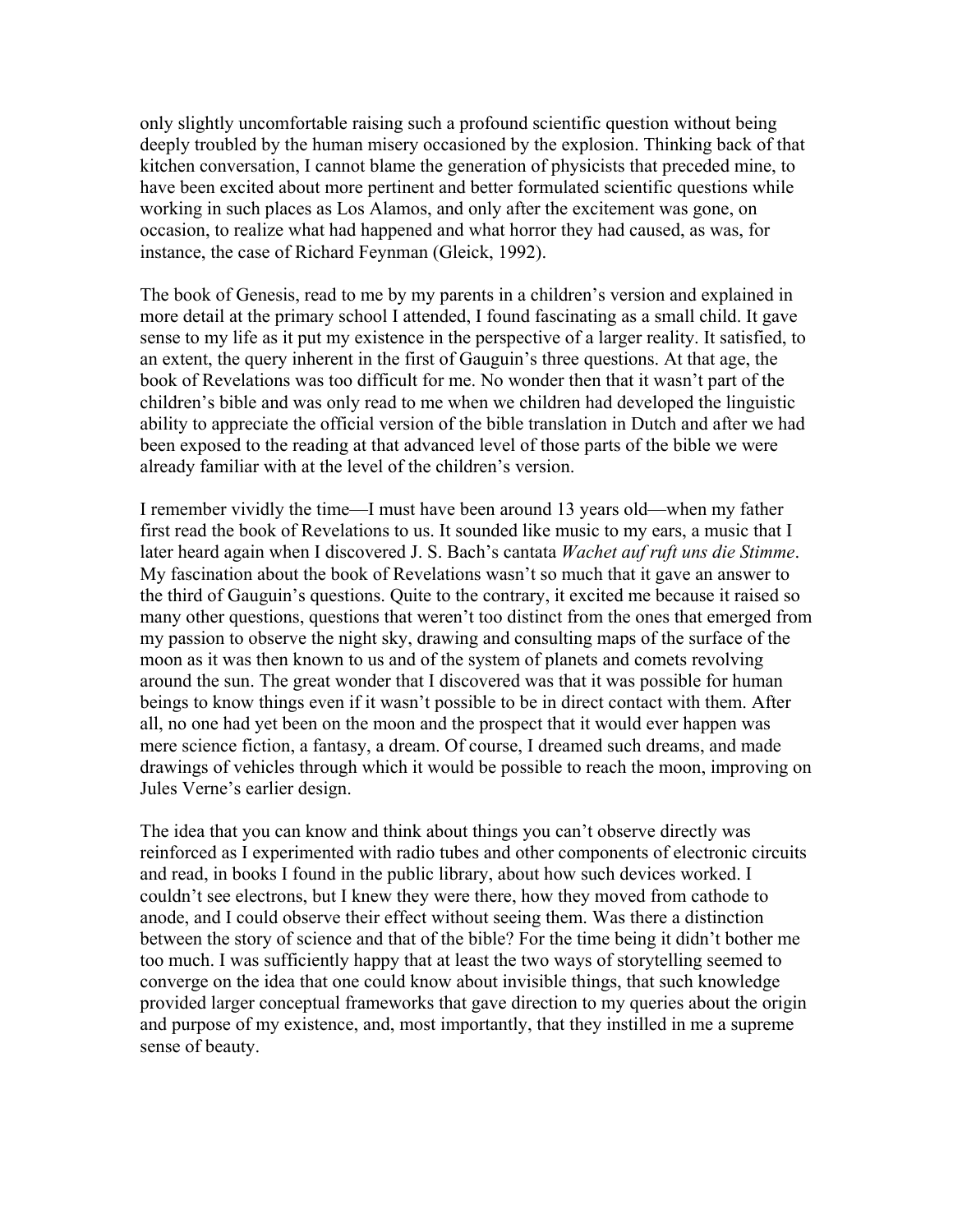only slightly uncomfortable raising such a profound scientific question without being deeply troubled by the human misery occasioned by the explosion. Thinking back of that kitchen conversation, I cannot blame the generation of physicists that preceded mine, to have been excited about more pertinent and better formulated scientific questions while working in such places as Los Alamos, and only after the excitement was gone, on occasion, to realize what had happened and what horror they had caused, as was, for instance, the case of Richard Feynman (Gleick, 1992).

The book of Genesis, read to me by my parents in a children's version and explained in more detail at the primary school I attended, I found fascinating as a small child. It gave sense to my life as it put my existence in the perspective of a larger reality. It satisfied, to an extent, the query inherent in the first of Gauguin's three questions. At that age, the book of Revelations was too difficult for me. No wonder then that it wasn't part of the children's bible and was only read to me when we children had developed the linguistic ability to appreciate the official version of the bible translation in Dutch and after we had been exposed to the reading at that advanced level of those parts of the bible we were already familiar with at the level of the children's version.

I remember vividly the time—I must have been around 13 years old—when my father first read the book of Revelations to us. It sounded like music to my ears, a music that I later heard again when I discovered J. S. Bach's cantata *Wachet auf ruft uns die Stimme*. My fascination about the book of Revelations wasn't so much that it gave an answer to the third of Gauguin's questions. Quite to the contrary, it excited me because it raised so many other questions, questions that weren't too distinct from the ones that emerged from my passion to observe the night sky, drawing and consulting maps of the surface of the moon as it was then known to us and of the system of planets and comets revolving around the sun. The great wonder that I discovered was that it was possible for human beings to know things even if it wasn't possible to be in direct contact with them. After all, no one had yet been on the moon and the prospect that it would ever happen was mere science fiction, a fantasy, a dream. Of course, I dreamed such dreams, and made drawings of vehicles through which it would be possible to reach the moon, improving on Jules Verne's earlier design.

The idea that you can know and think about things you can't observe directly was reinforced as I experimented with radio tubes and other components of electronic circuits and read, in books I found in the public library, about how such devices worked. I couldn't see electrons, but I knew they were there, how they moved from cathode to anode, and I could observe their effect without seeing them. Was there a distinction between the story of science and that of the bible? For the time being it didn't bother me too much. I was sufficiently happy that at least the two ways of storytelling seemed to converge on the idea that one could know about invisible things, that such knowledge provided larger conceptual frameworks that gave direction to my queries about the origin and purpose of my existence, and, most importantly, that they instilled in me a supreme sense of beauty.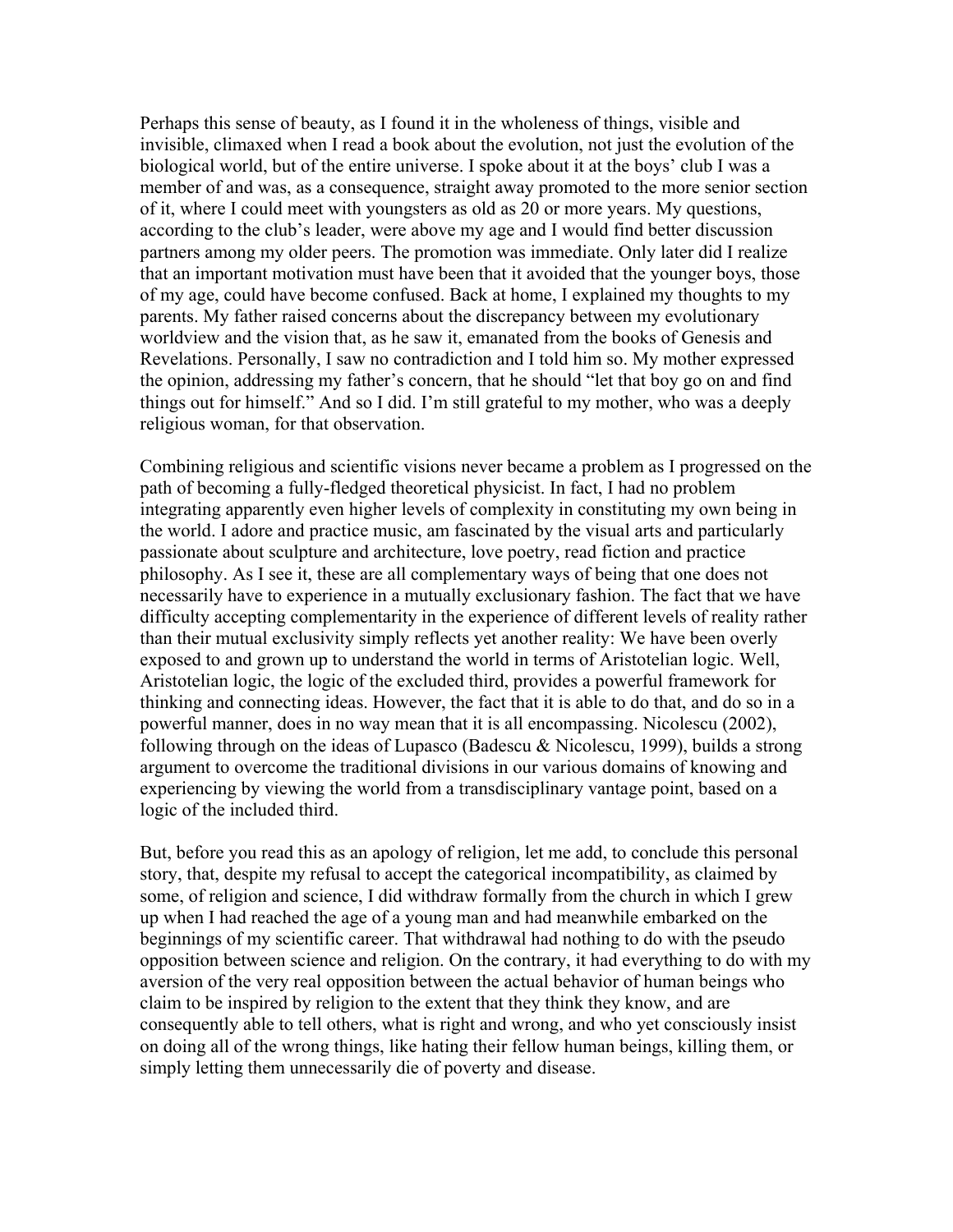Perhaps this sense of beauty, as I found it in the wholeness of things, visible and invisible, climaxed when I read a book about the evolution, not just the evolution of the biological world, but of the entire universe. I spoke about it at the boys' club I was a member of and was, as a consequence, straight away promoted to the more senior section of it, where I could meet with youngsters as old as 20 or more years. My questions, according to the club's leader, were above my age and I would find better discussion partners among my older peers. The promotion was immediate. Only later did I realize that an important motivation must have been that it avoided that the younger boys, those of my age, could have become confused. Back at home, I explained my thoughts to my parents. My father raised concerns about the discrepancy between my evolutionary worldview and the vision that, as he saw it, emanated from the books of Genesis and Revelations. Personally, I saw no contradiction and I told him so. My mother expressed the opinion, addressing my father's concern, that he should "let that boy go on and find things out for himself." And so I did. I'm still grateful to my mother, who was a deeply religious woman, for that observation.

Combining religious and scientific visions never became a problem as I progressed on the path of becoming a fully-fledged theoretical physicist. In fact, I had no problem integrating apparently even higher levels of complexity in constituting my own being in the world. I adore and practice music, am fascinated by the visual arts and particularly passionate about sculpture and architecture, love poetry, read fiction and practice philosophy. As I see it, these are all complementary ways of being that one does not necessarily have to experience in a mutually exclusionary fashion. The fact that we have difficulty accepting complementarity in the experience of different levels of reality rather than their mutual exclusivity simply reflects yet another reality: We have been overly exposed to and grown up to understand the world in terms of Aristotelian logic. Well, Aristotelian logic, the logic of the excluded third, provides a powerful framework for thinking and connecting ideas. However, the fact that it is able to do that, and do so in a powerful manner, does in no way mean that it is all encompassing. Nicolescu (2002), following through on the ideas of Lupasco (Badescu & Nicolescu, 1999), builds a strong argument to overcome the traditional divisions in our various domains of knowing and experiencing by viewing the world from a transdisciplinary vantage point, based on a logic of the included third.

But, before you read this as an apology of religion, let me add, to conclude this personal story, that, despite my refusal to accept the categorical incompatibility, as claimed by some, of religion and science, I did withdraw formally from the church in which I grew up when I had reached the age of a young man and had meanwhile embarked on the beginnings of my scientific career. That withdrawal had nothing to do with the pseudo opposition between science and religion. On the contrary, it had everything to do with my aversion of the very real opposition between the actual behavior of human beings who claim to be inspired by religion to the extent that they think they know, and are consequently able to tell others, what is right and wrong, and who yet consciously insist on doing all of the wrong things, like hating their fellow human beings, killing them, or simply letting them unnecessarily die of poverty and disease.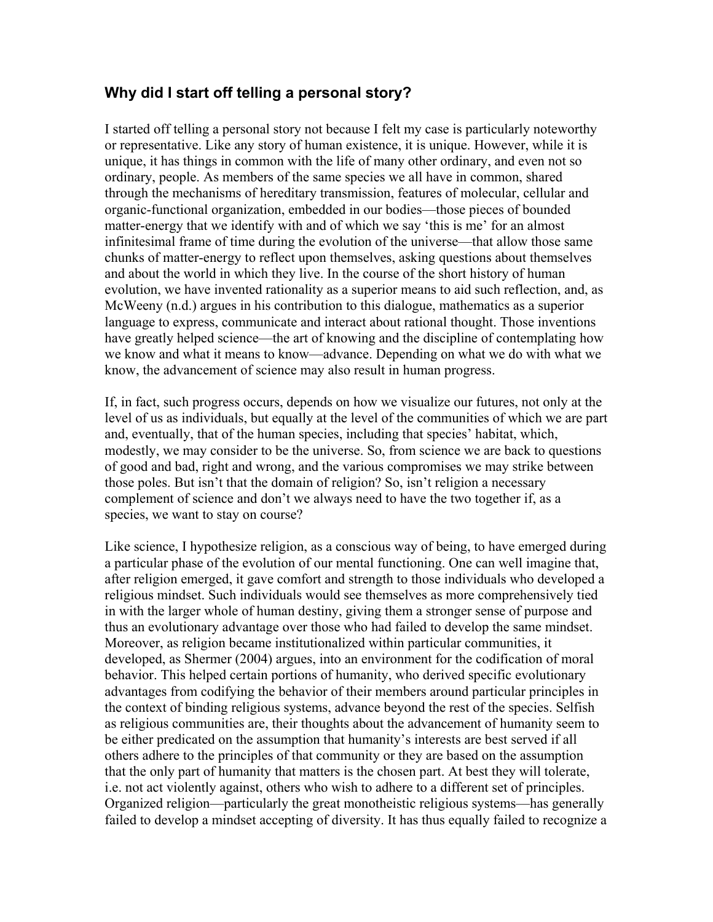## Why did I start off telling a personal story?

I started off telling a personal story not because I felt my case is particularly noteworthy or representative. Like any story of human existence, it is unique. However, while it is unique, it has things in common with the life of many other ordinary, and even not so ordinary, people. As members of the same species we all have in common, shared through the mechanisms of hereditary transmission, features of molecular, cellular and organic-functional organization, embedded in our bodies—those pieces of bounded matter-energy that we identify with and of which we say 'this is me' for an almost infinitesimal frame of time during the evolution of the universe—that allow those same chunks of matter-energy to reflect upon themselves, asking questions about themselves and about the world in which they live. In the course of the short history of human evolution, we have invented rationality as a superior means to aid such reflection, and, as McWeeny (n.d.) argues in his contribution to this dialogue, mathematics as a superior language to express, communicate and interact about rational thought. Those inventions have greatly helped science—the art of knowing and the discipline of contemplating how we know and what it means to know—advance. Depending on what we do with what we know, the advancement of science may also result in human progress.

If, in fact, such progress occurs, depends on how we visualize our futures, not only at the level of us as individuals, but equally at the level of the communities of which we are part and, eventually, that of the human species, including that species' habitat, which, modestly, we may consider to be the universe. So, from science we are back to questions of good and bad, right and wrong, and the various compromises we may strike between those poles. But isn't that the domain of religion? So, isn't religion a necessary complement of science and don't we always need to have the two together if, as a species, we want to stay on course?

Like science, I hypothesize religion, as a conscious way of being, to have emerged during a particular phase of the evolution of our mental functioning. One can well imagine that, after religion emerged, it gave comfort and strength to those individuals who developed a religious mindset. Such individuals would see themselves as more comprehensively tied in with the larger whole of human destiny, giving them a stronger sense of purpose and thus an evolutionary advantage over those who had failed to develop the same mindset. Moreover, as religion became institutionalized within particular communities, it developed, as Shermer (2004) argues, into an environment for the codification of moral behavior. This helped certain portions of humanity, who derived specific evolutionary advantages from codifying the behavior of their members around particular principles in the context of binding religious systems, advance beyond the rest of the species. Selfish as religious communities are, their thoughts about the advancement of humanity seem to be either predicated on the assumption that humanity's interests are best served if all others adhere to the principles of that community or they are based on the assumption that the only part of humanity that matters is the chosen part. At best they will tolerate, i.e. not act violently against, others who wish to adhere to a different set of principles. Organized religion—particularly the great monotheistic religious systems—has generally failed to develop a mindset accepting of diversity. It has thus equally failed to recognize a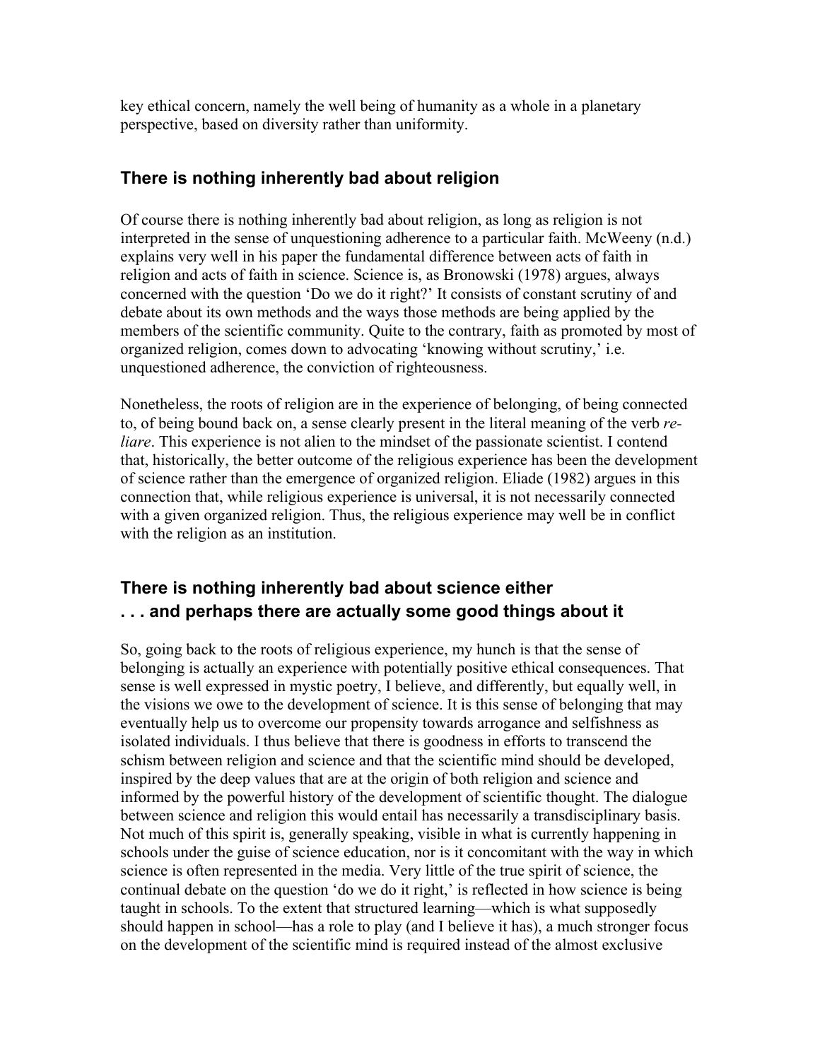key ethical concern, namely the well being of humanity as a whole in a planetary perspective, based on diversity rather than uniformity.

## There is nothing inherently bad about religion

Of course there is nothing inherently bad about religion, as long as religion is not interpreted in the sense of unquestioning adherence to a particular faith. McWeeny (n.d.) explains very well in his paper the fundamental difference between acts of faith in religion and acts of faith in science. Science is, as Bronowski (1978) argues, always concerned with the question 'Do we do it right?' It consists of constant scrutiny of and debate about its own methods and the ways those methods are being applied by the members of the scientific community. Quite to the contrary, faith as promoted by most of organized religion, comes down to advocating 'knowing without scrutiny,' i.e. unquestioned adherence, the conviction of righteousness.

Nonetheless, the roots of religion are in the experience of belonging, of being connected to, of being bound back on, a sense clearly present in the literal meaning of the verb *re-liare*. This experience is not alien to the mindset of the passionate scientist. I contend that, historically, the better outcome of the religious experience has been the development of science rather than the emergence of organized religion. Eliade (1982) argues in this connection that, while religious experience is universal, it is not necessarily connected with a given organized religion. Thus, the religious experience may well be in conflict with the religion as an institution.

## There is nothing inherently bad about science either . . . and perhaps there are actually some good things about it

So, going back to the roots of religious experience, my hunch is that the sense of belonging is actually an experience with potentially positive ethical consequences. That sense is well expressed in mystic poetry, I believe, and differently, but equally well, in the visions we owe to the development of science. It is this sense of belonging that may eventually help us to overcome our propensity towards arrogance and selfishness as isolated individuals. I thus believe that there is goodness in efforts to transcend the schism between religion and science and that the scientific mind should be developed, inspired by the deep values that are at the origin of both religion and science and informed by the powerful history of the development of scientific thought. The dialogue between science and religion this would entail has necessarily a transdisciplinary basis. Not much of this spirit is, generally speaking, visible in what is currently happening in schools under the guise of science education, nor is it concomitant with the way in which science is often represented in the media. Very little of the true spirit of science, the continual debate on the question 'do we do it right,' is reflected in how science is being taught in schools. To the extent that structured learning—which is what supposedly should happen in school—has a role to play (and I believe it has), a much stronger focus on the development of the scientific mind is required instead of the almost exclusive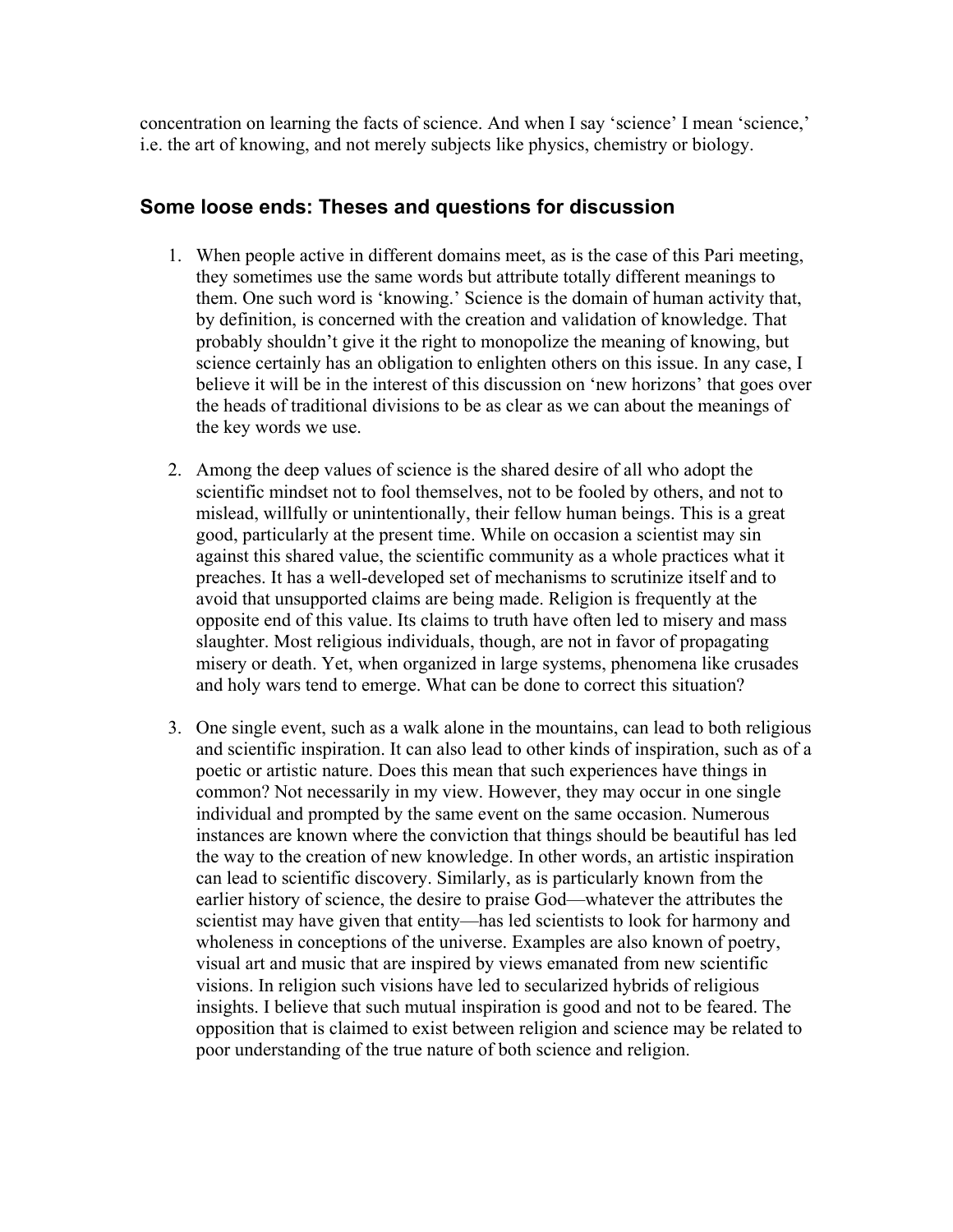concentration on learning the facts of science. And when I say 'science' I mean 'science,' i.e. the art of knowing, and not merely subjects like physics, chemistry or biology.

## Some loose ends: Theses and questions for discussion

1. When people active in different domains meet, as is the case of this Pari meeting, they sometimes use the same words but attribute totally different meanings to them. One such word is 'knowing.' Science is the domain of human activity that, by definition, is concerned with the creation and validation of knowledge. That probably shouldn't give it the right to monopolize the meaning of knowing, but science certainly has an obligation to enlighten others on this issue. In any case, I believe it will be in the interest of this discussion on 'new horizons' that goes over the heads of traditional divisions to be as clear as we can about the meanings of the key words we use.

2. Among the deep values of science is the shared desire of all who adopt the scientific mindset not to fool themselves, not to be fooled by others, and not to mislead, willfully or unintentionally, their fellow human beings. This is a great good, particularly at the present time. While on occasion a scientist may sin against this shared value, the scientific community as a whole practices what it preaches. It has a well-developed set of mechanisms to scrutinize itself and to avoid that unsupported claims are being made. Religion is frequently at the opposite end of this value. Its claims to truth have often led to misery and mass slaughter. Most religious individuals, though, are not in favor of propagating misery or death. Yet, when organized in large systems, phenomena like crusades and holy wars tend to emerge. What can be done to correct this situation?

3. One single event, such as a walk alone in the mountains, can lead to both religious and scientific inspiration. It can also lead to other kinds of inspiration, such as of a poetic or artistic nature. Does this mean that such experiences have things in common? Not necessarily in my view. However, they may occur in one single individual and prompted by the same event on the same occasion. Numerous instances are known where the conviction that things should be beautiful has led the way to the creation of new knowledge. In other words, an artistic inspiration can lead to scientific discovery. Similarly, as is particularly known from the earlier history of science, the desire to praise God—whatever the attributes the scientist may have given that entity—has led scientists to look for harmony and wholeness in conceptions of the universe. Examples are also known of poetry, visual art and music that are inspired by views emanated from new scientific visions. In religion such visions have led to secularized hybrids of religious insights. I believe that such mutual inspiration is good and not to be feared. The opposition that is claimed to exist between religion and science may be related to poor understanding of the true nature of both science and religion.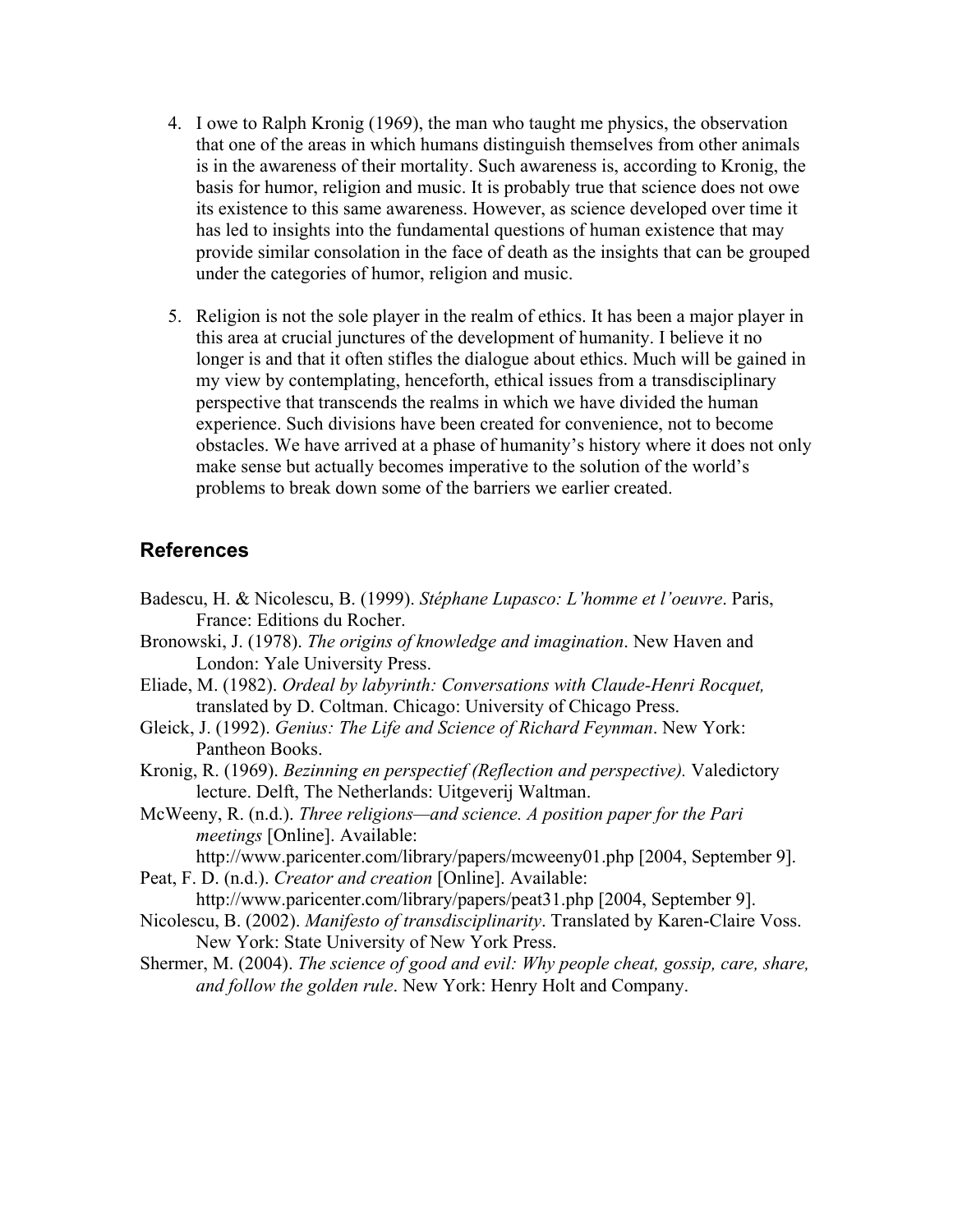4. I owe to Ralph Kronig (1969), the man who taught me physics, the observation that one of the areas in which humans distinguish themselves from other animals is in the awareness of their mortality. Such awareness is, according to Kronig, the basis for humor, religion and music. It is probably true that science does not owe its existence to this same awareness. However, as science developed over time it has led to insights into the fundamental questions of human existence that may provide similar consolation in the face of death as the insights that can be grouped under the categories of humor, religion and music.

5. Religion is not the sole player in the realm of ethics. It has been a major player in this area at crucial junctures of the development of humanity. I believe it no longer is and that it often stifles the dialogue about ethics. Much will be gained in my view by contemplating, henceforth, ethical issues from a transdisciplinary perspective that transcends the realms in which we have divided the human experience. Such divisions have been created for convenience, not to become obstacles. We have arrived at a phase of humanity's history where it does not only make sense but actually becomes imperative to the solution of the world's problems to break down some of the barriers we earlier created.

## References

Badescu, H. & Nicolescu, B. (1999). *Stéphane Lupasco: L'homme et l'oeuvre*. Paris, France: Editions du Rocher.

Bronowski, J. (1978). *The origins of knowledge and imagination*. New Haven and London: Yale University Press.

Eliade, M. (1982). *Ordeal by labyrinth: Conversations with Claude-Henri Rocquet,* translated by D. Coltman. Chicago: University of Chicago Press.

Gleick, J. (1992). *Genius: The Life and Science of Richard Feynman*. New York: Pantheon Books.

Kronig, R. (1969). *Bezinning en perspectief (Reflection and perspective).* Valedictory lecture. Delft, The Netherlands: Uitgeverij Waltman.

McWeeny, R. (n.d.). *Three religions—and science. A position paper for the Pari meetings* [Online]. Available: http://www.paricenter.com/library/papers/mcweeny01.php [2004, September 9].

Peat, F. D. (n.d.). *Creator and creation* [Online]. Available: http://www.paricenter.com/library/papers/peat31.php [2004, September 9].

Nicolescu, B. (2002). *Manifesto of transdisciplinarity*. Translated by Karen-Claire Voss. New York: State University of New York Press.

Shermer, M. (2004). *The science of good and evil: Why people cheat, gossip, care, share, and follow the golden rule*. New York: Henry Holt and Company.